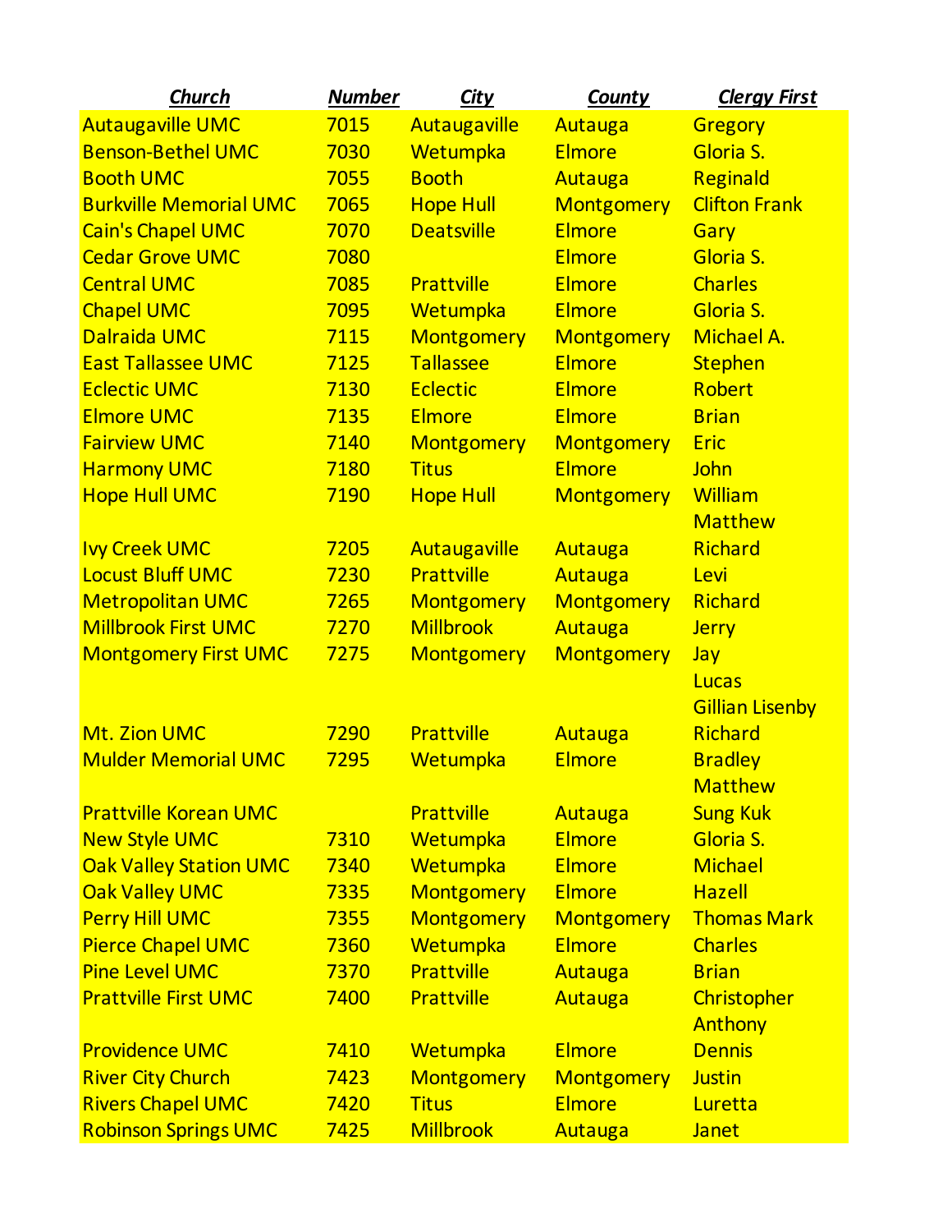| Church | Number | City | County | Clergy First |
|---|---|---|---|---|
| Autaugaville UMC | 7015 | Autaugaville | Autauga | Gregory |
| Benson-Bethel UMC | 7030 | Wetumpka | Elmore | Gloria S. |
| Booth UMC | 7055 | Booth | Autauga | Reginald |
| Burkville Memorial UMC | 7065 | Hope Hull | Montgomery | Clifton Frank |
| Cain's Chapel UMC | 7070 | Deatsville | Elmore | Gary |
| Cedar Grove UMC | 7080 | | Elmore | Gloria S. |
| Central UMC | 7085 | Prattville | Elmore | Charles |
| Chapel UMC | 7095 | Wetumpka | Elmore | Gloria S. |
| Dalraida UMC | 7115 | Montgomery | Montgomery | Michael A. |
| East Tallassee UMC | 7125 | Tallassee | Elmore | Stephen |
| Eclectic UMC | 7130 | Eclectic | Elmore | Robert |
| Elmore UMC | 7135 | Elmore | Elmore | Brian |
| Fairview UMC | 7140 | Montgomery | Montgomery | Eric |
| Harmony UMC | 7180 | Titus | Elmore | John |
| Hope Hull UMC | 7190 | Hope Hull | Montgomery | William |
| | | | | Matthew |
| Ivy Creek UMC | 7205 | Autaugaville | Autauga | Richard |
| Locust Bluff UMC | 7230 | Prattville | Autauga | Levi |
| Metropolitan UMC | 7265 | Montgomery | Montgomery | Richard |
| Millbrook First UMC | 7270 | Millbrook | Autauga | Jerry |
| Montgomery First UMC | 7275 | Montgomery | Montgomery | Jay |
| | | | | Lucas |
| | | | | Gillian Lisenby |
| Mt. Zion UMC | 7290 | Prattville | Autauga | Richard |
| Mulder Memorial UMC | 7295 | Wetumpka | Elmore | Bradley |
| | | | | Matthew |
| Prattville Korean UMC | | Prattville | Autauga | Sung Kuk |
| New Style UMC | 7310 | Wetumpka | Elmore | Gloria S. |
| Oak Valley Station UMC | 7340 | Wetumpka | Elmore | Michael |
| Oak Valley UMC | 7335 | Montgomery | Elmore | Hazell |
| Perry Hill UMC | 7355 | Montgomery | Montgomery | Thomas Mark |
| Pierce Chapel UMC | 7360 | Wetumpka | Elmore | Charles |
| Pine Level UMC | 7370 | Prattville | Autauga | Brian |
| Prattville First UMC | 7400 | Prattville | Autauga | Christopher |
| | | | | Anthony |
| Providence UMC | 7410 | Wetumpka | Elmore | Dennis |
| River City Church | 7423 | Montgomery | Montgomery | Justin |
| Rivers Chapel UMC | 7420 | Titus | Elmore | Luretta |
| Robinson Springs UMC | 7425 | Millbrook | Autauga | Janet |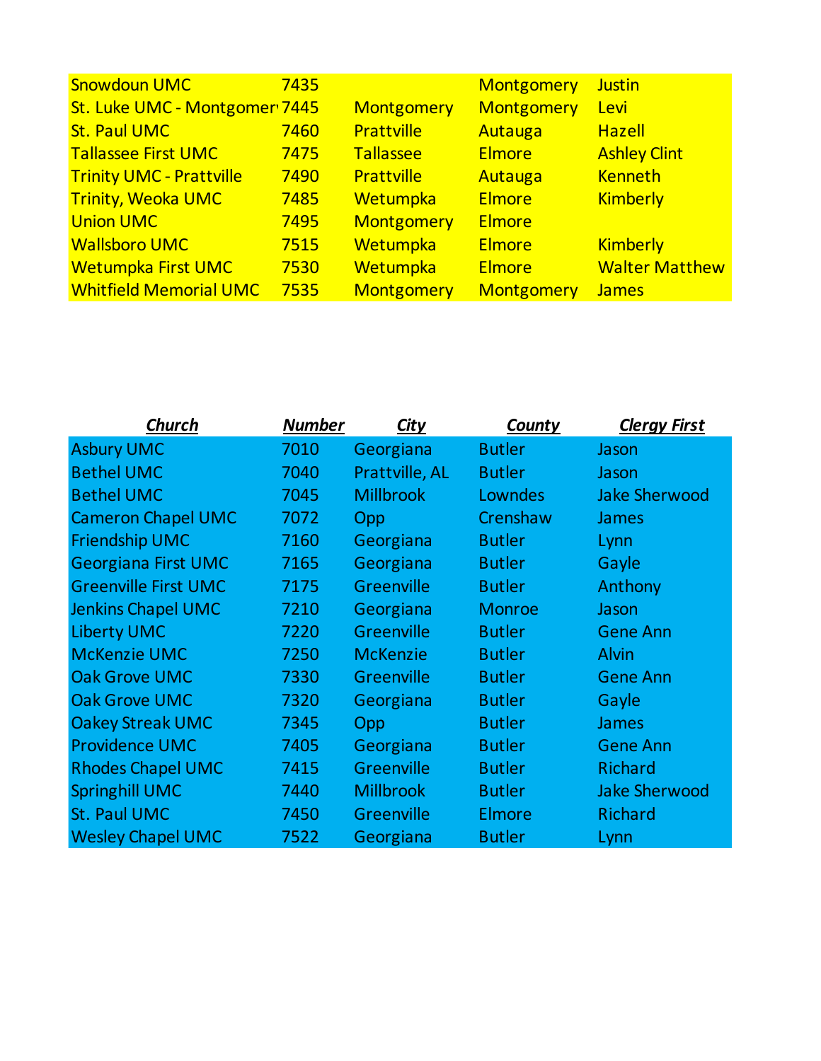| | | | | |
|---|---|---|---|---|
| Snowdoun UMC | 7435 | | Montgomery | Justin |
| St. Luke UMC - Montgomer | 7445 | Montgomery | Montgomery | Levi |
| St. Paul UMC | 7460 | Prattville | Autauga | Hazell |
| Tallassee First UMC | 7475 | Tallassee | Elmore | Ashley Clint |
| Trinity UMC - Prattville | 7490 | Prattville | Autauga | Kenneth |
| Trinity, Weoka UMC | 7485 | Wetumpka | Elmore | Kimberly |
| Union UMC | 7495 | Montgomery | Elmore | |
| Wallsboro UMC | 7515 | Wetumpka | Elmore | Kimberly |
| Wetumpka First UMC | 7530 | Wetumpka | Elmore | Walter Matthew |
| Whitfield Memorial UMC | 7535 | Montgomery | Montgomery | James |

| ***Church*** | ***Number*** | ***City*** | ***County*** | ***Clergy First*** |
|---|---|---|---|---|
| Asbury UMC | 7010 | Georgiana | Butler | Jason |
| Bethel UMC | 7040 | Prattville, AL | Butler | Jason |
| Bethel UMC | 7045 | Millbrook | Lowndes | Jake Sherwood |
| Cameron Chapel UMC | 7072 | Opp | Crenshaw | James |
| Friendship UMC | 7160 | Georgiana | Butler | Lynn |
| Georgiana First UMC | 7165 | Georgiana | Butler | Gayle |
| Greenville First UMC | 7175 | Greenville | Butler | Anthony |
| Jenkins Chapel UMC | 7210 | Georgiana | Monroe | Jason |
| Liberty UMC | 7220 | Greenville | Butler | Gene Ann |
| McKenzie UMC | 7250 | McKenzie | Butler | Alvin |
| Oak Grove UMC | 7330 | Greenville | Butler | Gene Ann |
| Oak Grove UMC | 7320 | Georgiana | Butler | Gayle |
| Oakey Streak UMC | 7345 | Opp | Butler | James |
| Providence UMC | 7405 | Georgiana | Butler | Gene Ann |
| Rhodes Chapel UMC | 7415 | Greenville | Butler | Richard |
| Springhill UMC | 7440 | Millbrook | Butler | Jake Sherwood |
| St. Paul UMC | 7450 | Greenville | Elmore | Richard |
| Wesley Chapel UMC | 7522 | Georgiana | Butler | Lynn |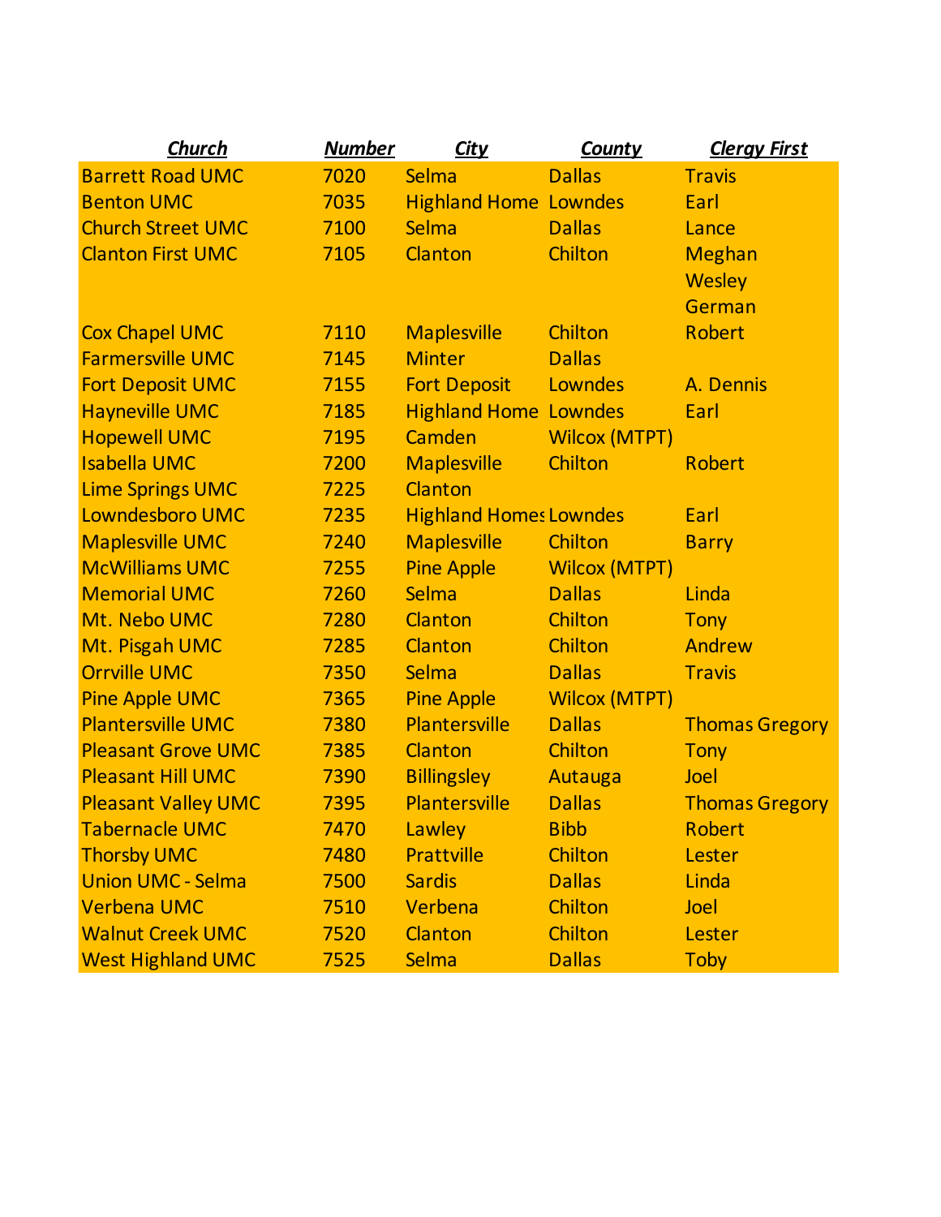| Church | Number | City | County | Clergy First |
| --- | --- | --- | --- | --- |
| Barrett Road UMC | 7020 | Selma | Dallas | Travis |
| Benton UMC | 7035 | Highland Home | Lowndes | Earl |
| Church Street UMC | 7100 | Selma | Dallas | Lance |
| Clanton First UMC | 7105 | Clanton | Chilton | Meghan |
| | | | | Wesley |
| | | | | German |
| Cox Chapel UMC | 7110 | Maplesville | Chilton | Robert |
| Farmersville UMC | 7145 | Minter | Dallas | |
| Fort Deposit UMC | 7155 | Fort Deposit | Lowndes | A. Dennis |
| Hayneville UMC | 7185 | Highland Home | Lowndes | Earl |
| Hopewell UMC | 7195 | Camden | Wilcox (MTPT) | |
| Isabella UMC | 7200 | Maplesville | Chilton | Robert |
| Lime Springs UMC | 7225 | Clanton | | |
| Lowndesboro UMC | 7235 | Highland Homes | Lowndes | Earl |
| Maplesville UMC | 7240 | Maplesville | Chilton | Barry |
| McWilliams UMC | 7255 | Pine Apple | Wilcox (MTPT) | |
| Memorial UMC | 7260 | Selma | Dallas | Linda |
| Mt. Nebo UMC | 7280 | Clanton | Chilton | Tony |
| Mt. Pisgah UMC | 7285 | Clanton | Chilton | Andrew |
| Orrville UMC | 7350 | Selma | Dallas | Travis |
| Pine Apple UMC | 7365 | Pine Apple | Wilcox (MTPT) | |
| Plantersville UMC | 7380 | Plantersville | Dallas | Thomas Gregory |
| Pleasant Grove UMC | 7385 | Clanton | Chilton | Tony |
| Pleasant Hill UMC | 7390 | Billingsley | Autauga | Joel |
| Pleasant Valley UMC | 7395 | Plantersville | Dallas | Thomas Gregory |
| Tabernacle UMC | 7470 | Lawley | Bibb | Robert |
| Thorsby UMC | 7480 | Prattville | Chilton | Lester |
| Union UMC - Selma | 7500 | Sardis | Dallas | Linda |
| Verbena UMC | 7510 | Verbena | Chilton | Joel |
| Walnut Creek UMC | 7520 | Clanton | Chilton | Lester |
| West Highland UMC | 7525 | Selma | Dallas | Toby |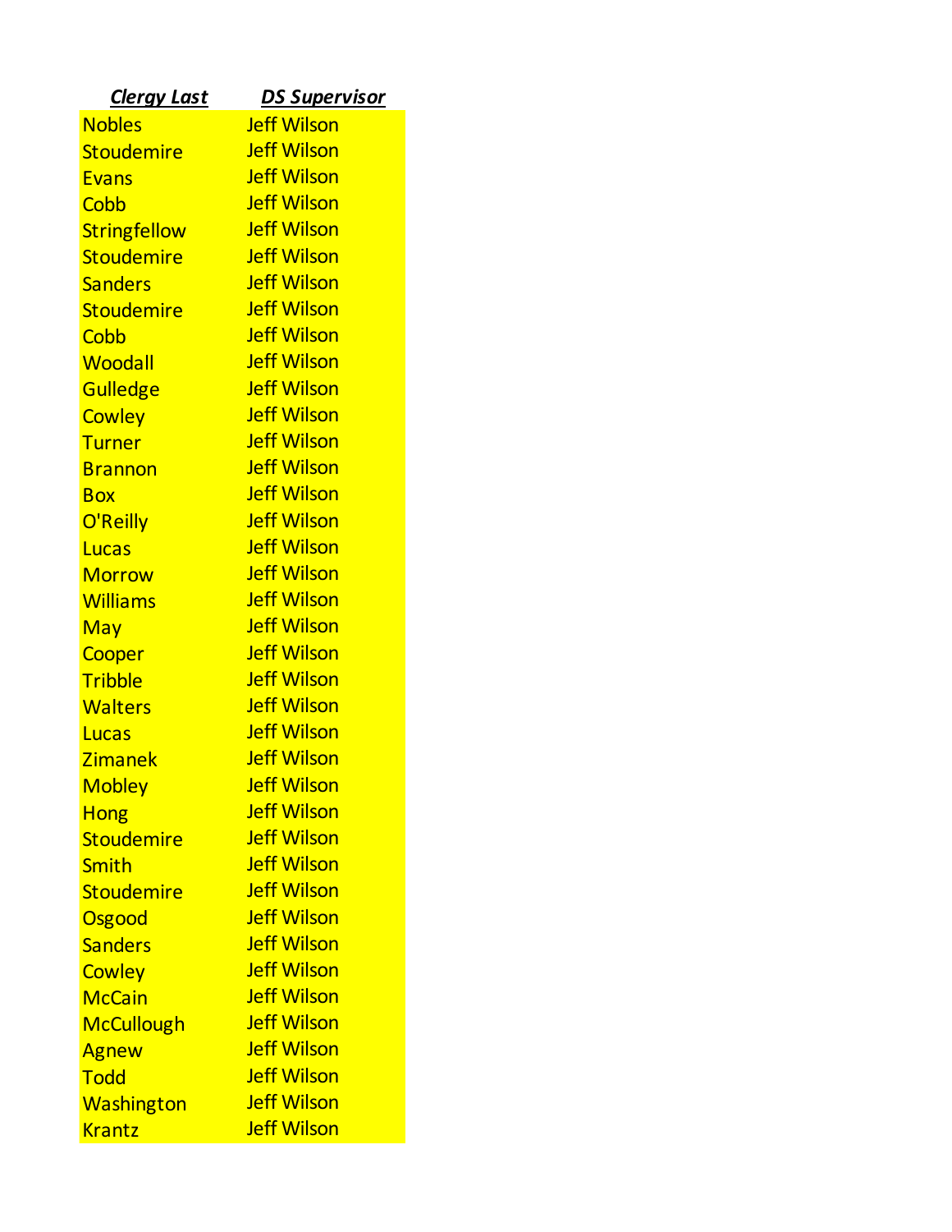| *Clergy Last* | *DS Supervisor* |
|---|---|
| Nobles | Jeff Wilson |
| Stoudemire | Jeff Wilson |
| Evans | Jeff Wilson |
| Cobb | Jeff Wilson |
| Stringfellow | Jeff Wilson |
| Stoudemire | Jeff Wilson |
| Sanders | Jeff Wilson |
| Stoudemire | Jeff Wilson |
| Cobb | Jeff Wilson |
| Woodall | Jeff Wilson |
| Gulledge | Jeff Wilson |
| Cowley | Jeff Wilson |
| Turner | Jeff Wilson |
| Brannon | Jeff Wilson |
| Box | Jeff Wilson |
| O'Reilly | Jeff Wilson |
| Lucas | Jeff Wilson |
| Morrow | Jeff Wilson |
| Williams | Jeff Wilson |
| May | Jeff Wilson |
| Cooper | Jeff Wilson |
| Tribble | Jeff Wilson |
| Walters | Jeff Wilson |
| Lucas | Jeff Wilson |
| Zimanek | Jeff Wilson |
| Mobley | Jeff Wilson |
| Hong | Jeff Wilson |
| Stoudemire | Jeff Wilson |
| Smith | Jeff Wilson |
| Stoudemire | Jeff Wilson |
| Osgood | Jeff Wilson |
| Sanders | Jeff Wilson |
| Cowley | Jeff Wilson |
| McCain | Jeff Wilson |
| McCullough | Jeff Wilson |
| Agnew | Jeff Wilson |
| Todd | Jeff Wilson |
| Washington | Jeff Wilson |
| Krantz | Jeff Wilson |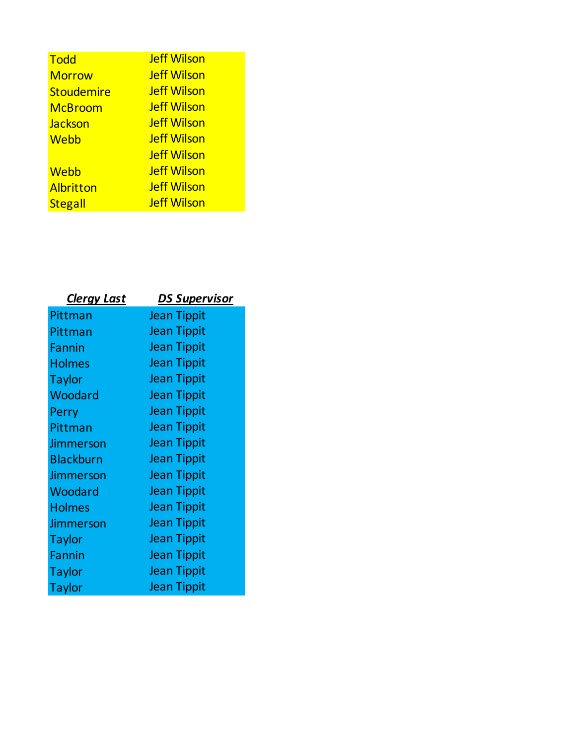| | |
|---|---|
| Todd | Jeff Wilson |
| Morrow | Jeff Wilson |
| Stoudemire | Jeff Wilson |
| McBroom | Jeff Wilson |
| Jackson | Jeff Wilson |
| Webb | Jeff Wilson |
| | Jeff Wilson |
| Webb | Jeff Wilson |
| Albritton | Jeff Wilson |
| Stegall | Jeff Wilson |

| ***Clergy Last*** | ***DS Supervisor*** |
|---|---|
| Pittman | Jean Tippit |
| Pittman | Jean Tippit |
| Fannin | Jean Tippit |
| Holmes | Jean Tippit |
| Taylor | Jean Tippit |
| Woodard | Jean Tippit |
| Perry | Jean Tippit |
| Pittman | Jean Tippit |
| Jimmerson | Jean Tippit |
| Blackburn | Jean Tippit |
| Jimmerson | Jean Tippit |
| Woodard | Jean Tippit |
| Holmes | Jean Tippit |
| Jimmerson | Jean Tippit |
| Taylor | Jean Tippit |
| Fannin | Jean Tippit |
| Taylor | Jean Tippit |
| Taylor | Jean Tippit |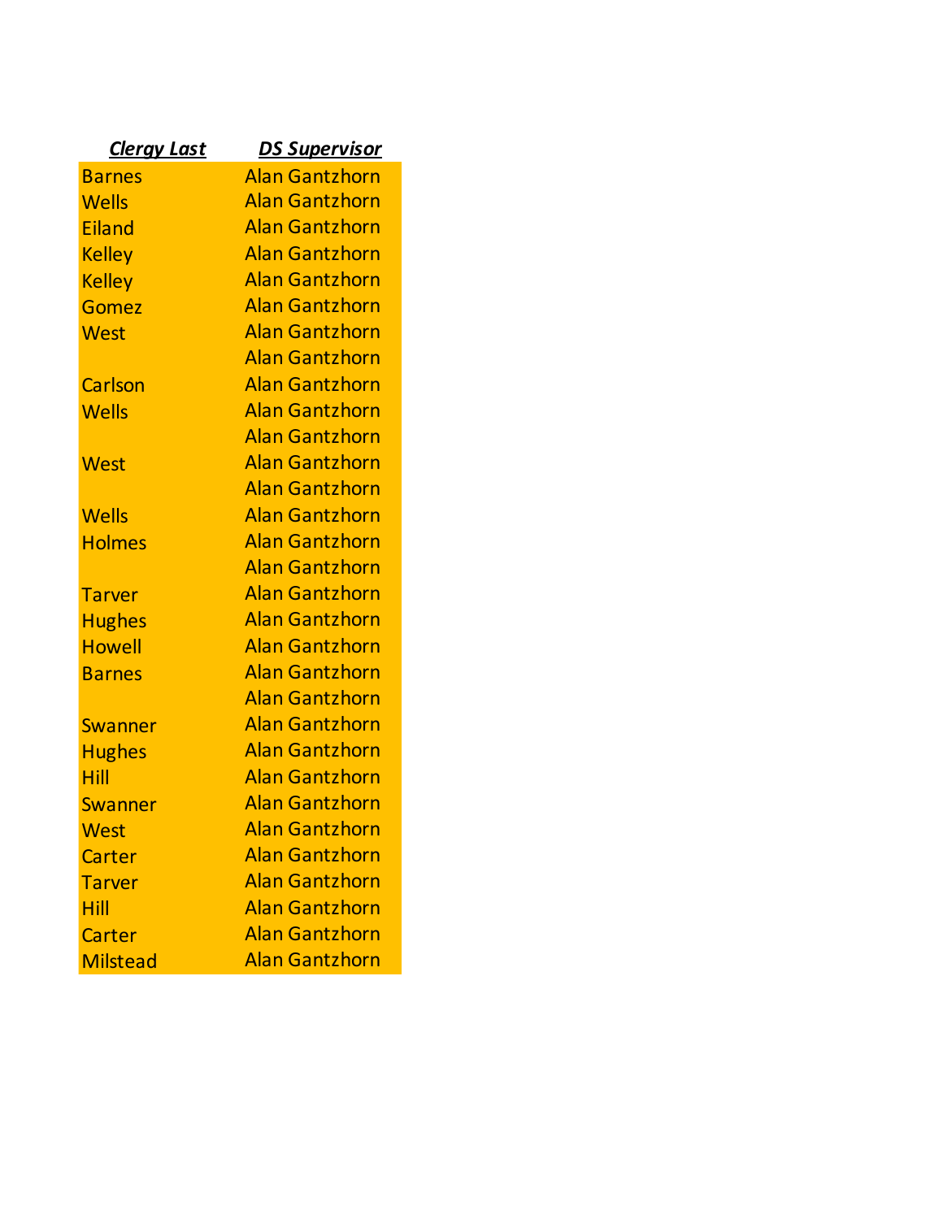| *Clergy Last* | *DS Supervisor* |
| --- | --- |
| Barnes | Alan Gantzhorn |
| Wells | Alan Gantzhorn |
| Eiland | Alan Gantzhorn |
| Kelley | Alan Gantzhorn |
| Kelley | Alan Gantzhorn |
| Gomez | Alan Gantzhorn |
| West | Alan Gantzhorn |
| | Alan Gantzhorn |
| Carlson | Alan Gantzhorn |
| Wells | Alan Gantzhorn |
| | Alan Gantzhorn |
| West | Alan Gantzhorn |
| | Alan Gantzhorn |
| Wells | Alan Gantzhorn |
| Holmes | Alan Gantzhorn |
| | Alan Gantzhorn |
| Tarver | Alan Gantzhorn |
| Hughes | Alan Gantzhorn |
| Howell | Alan Gantzhorn |
| Barnes | Alan Gantzhorn |
| | Alan Gantzhorn |
| Swanner | Alan Gantzhorn |
| Hughes | Alan Gantzhorn |
| Hill | Alan Gantzhorn |
| Swanner | Alan Gantzhorn |
| West | Alan Gantzhorn |
| Carter | Alan Gantzhorn |
| Tarver | Alan Gantzhorn |
| Hill | Alan Gantzhorn |
| Carter | Alan Gantzhorn |
| Milstead | Alan Gantzhorn |